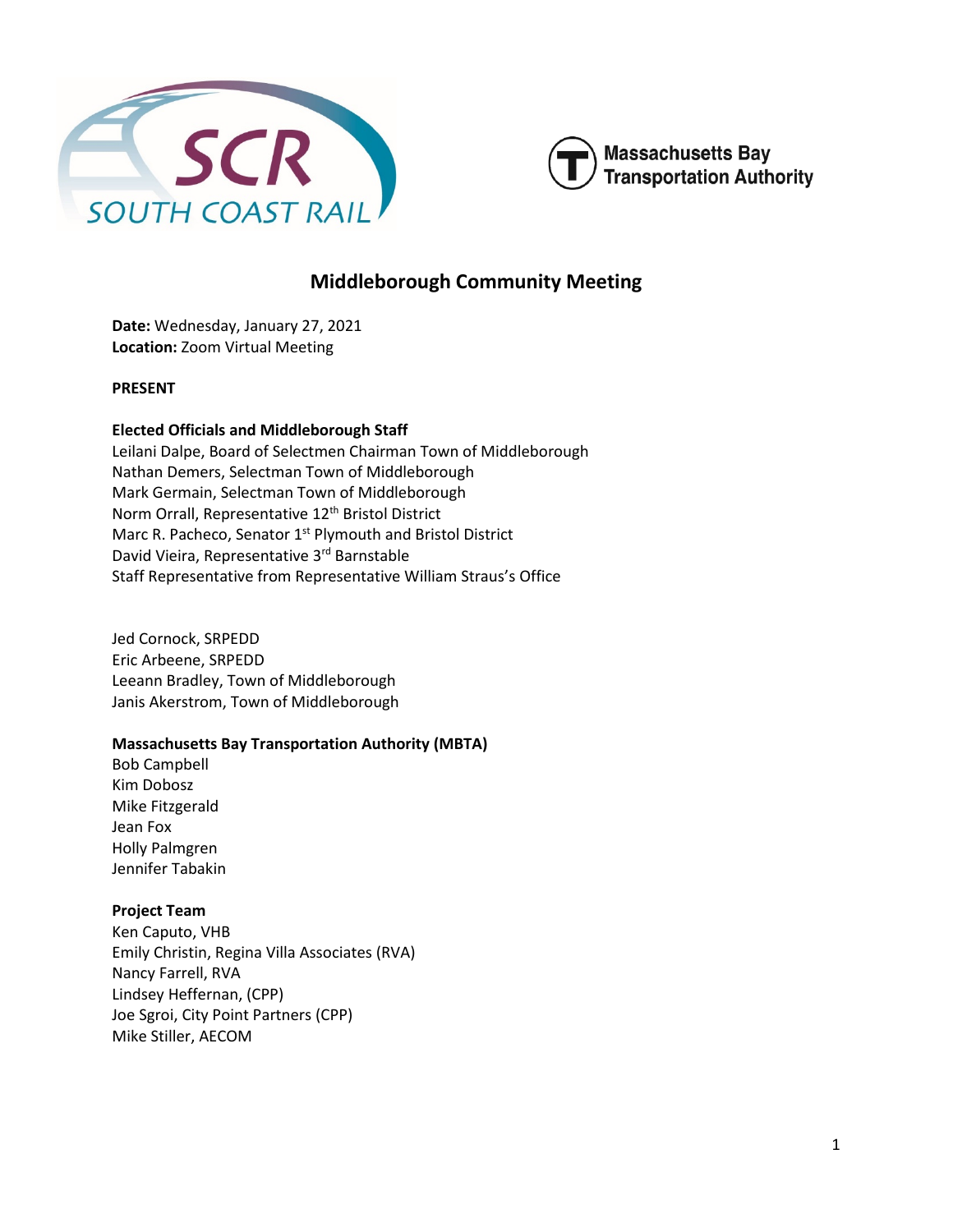# Middleborough Community Meeting

**Date:** Wednesday, January 27, 2021
**Location:** Zoom Virtual Meeting

**PRESENT**

**Elected Officials and Middleborough Staff**
Leilani Dalpe, Board of Selectmen Chairman Town of Middleborough
Nathan Demers, Selectman Town of Middleborough
Mark Germain, Selectman Town of Middleborough
Norm Orrall, Representative 12th Bristol District
Marc R. Pacheco, Senator 1st Plymouth and Bristol District
David Vieira, Representative 3rd Barnstable
Staff Representative from Representative William Straus's Office

Jed Cornock, SRPEDD
Eric Arbeene, SRPEDD
Leeann Bradley, Town of Middleborough
Janis Akerstrom, Town of Middleborough

**Massachusetts Bay Transportation Authority (MBTA)**
Bob Campbell
Kim Dobosz
Mike Fitzgerald
Jean Fox
Holly Palmgren
Jennifer Tabakin

**Project Team**
Ken Caputo, VHB
Emily Christin, Regina Villa Associates (RVA)
Nancy Farrell, RVA
Lindsey Heffernan, (CPP)
Joe Sgroi, City Point Partners (CPP)
Mike Stiller, AECOM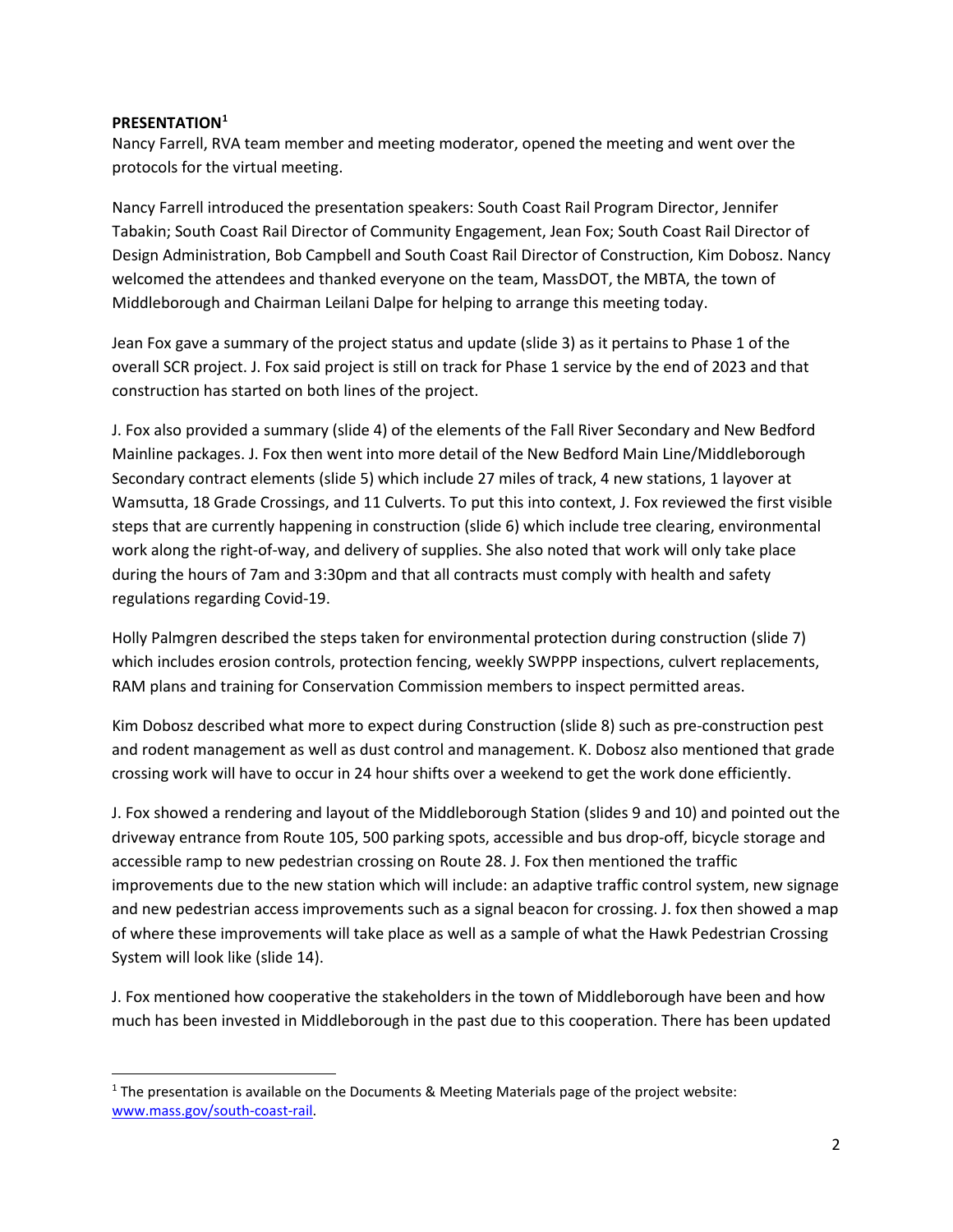**PRESENTATION[1]**

Nancy Farrell, RVA team member and meeting moderator, opened the meeting and went over the protocols for the virtual meeting.

Nancy Farrell introduced the presentation speakers: South Coast Rail Program Director, Jennifer Tabakin; South Coast Rail Director of Community Engagement, Jean Fox; South Coast Rail Director of Design Administration, Bob Campbell and South Coast Rail Director of Construction, Kim Dobosz. Nancy welcomed the attendees and thanked everyone on the team, MassDOT, the MBTA, the town of Middleborough and Chairman Leilani Dalpe for helping to arrange this meeting today.

Jean Fox gave a summary of the project status and update (slide 3) as it pertains to Phase 1 of the overall SCR project. J. Fox said project is still on track for Phase 1 service by the end of 2023 and that construction has started on both lines of the project.

J. Fox also provided a summary (slide 4) of the elements of the Fall River Secondary and New Bedford Mainline packages. J. Fox then went into more detail of the New Bedford Main Line/Middleborough Secondary contract elements (slide 5) which include 27 miles of track, 4 new stations, 1 layover at Wamsutta, 18 Grade Crossings, and 11 Culverts. To put this into context, J. Fox reviewed the first visible steps that are currently happening in construction (slide 6) which include tree clearing, environmental work along the right-of-way, and delivery of supplies. She also noted that work will only take place during the hours of 7am and 3:30pm and that all contracts must comply with health and safety regulations regarding Covid-19.

Holly Palmgren described the steps taken for environmental protection during construction (slide 7) which includes erosion controls, protection fencing, weekly SWPPP inspections, culvert replacements, RAM plans and training for Conservation Commission members to inspect permitted areas.

Kim Dobosz described what more to expect during Construction (slide 8) such as pre-construction pest and rodent management as well as dust control and management. K. Dobosz also mentioned that grade crossing work will have to occur in 24 hour shifts over a weekend to get the work done efficiently.

J. Fox showed a rendering and layout of the Middleborough Station (slides 9 and 10) and pointed out the driveway entrance from Route 105, 500 parking spots, accessible and bus drop-off, bicycle storage and accessible ramp to new pedestrian crossing on Route 28. J. Fox then mentioned the traffic improvements due to the new station which will include: an adaptive traffic control system, new signage and new pedestrian access improvements such as a signal beacon for crossing. J. fox then showed a map of where these improvements will take place as well as a sample of what the Hawk Pedestrian Crossing System will look like (slide 14).

J. Fox mentioned how cooperative the stakeholders in the town of Middleborough have been and how much has been invested in Middleborough in the past due to this cooperation. There has been updated

[1] The presentation is available on the Documents & Meeting Materials page of the project website: www.mass.gov/south-coast-rail.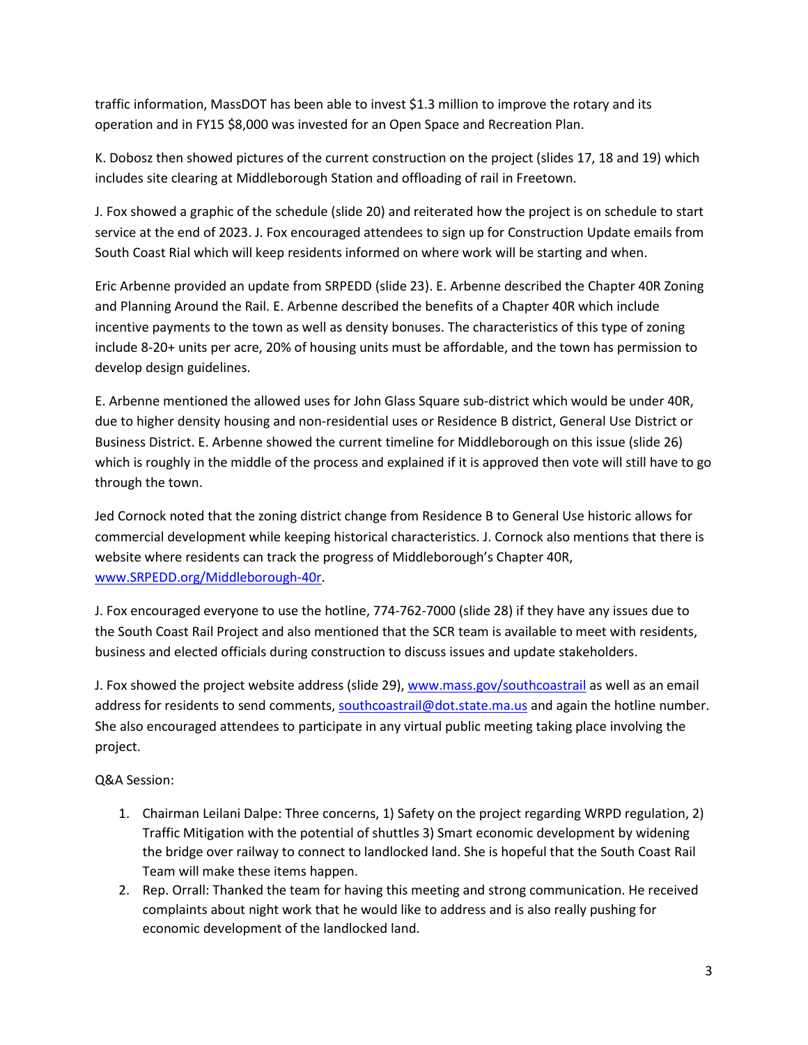traffic information, MassDOT has been able to invest $1.3 million to improve the rotary and its operation and in FY15 $8,000 was invested for an Open Space and Recreation Plan.

K. Dobosz then showed pictures of the current construction on the project (slides 17, 18 and 19) which includes site clearing at Middleborough Station and offloading of rail in Freetown.

J. Fox showed a graphic of the schedule (slide 20) and reiterated how the project is on schedule to start service at the end of 2023. J. Fox encouraged attendees to sign up for Construction Update emails from South Coast Rial which will keep residents informed on where work will be starting and when.

Eric Arbenne provided an update from SRPEDD (slide 23). E. Arbenne described the Chapter 40R Zoning and Planning Around the Rail. E. Arbenne described the benefits of a Chapter 40R which include incentive payments to the town as well as density bonuses. The characteristics of this type of zoning include 8-20+ units per acre, 20% of housing units must be affordable, and the town has permission to develop design guidelines.

E. Arbenne mentioned the allowed uses for John Glass Square sub-district which would be under 40R, due to higher density housing and non-residential uses or Residence B district, General Use District or Business District. E. Arbenne showed the current timeline for Middleborough on this issue (slide 26) which is roughly in the middle of the process and explained if it is approved then vote will still have to go through the town.

Jed Cornock noted that the zoning district change from Residence B to General Use historic allows for commercial development while keeping historical characteristics. J. Cornock also mentions that there is website where residents can track the progress of Middleborough's Chapter 40R, [www.SRPEDD.org/Middleborough-40r](www.SRPEDD.org/Middleborough-40r).

J. Fox encouraged everyone to use the hotline, 774-762-7000 (slide 28) if they have any issues due to the South Coast Rail Project and also mentioned that the SCR team is available to meet with residents, business and elected officials during construction to discuss issues and update stakeholders.

J. Fox showed the project website address (slide 29), [www.mass.gov/southcoastrail](www.mass.gov/southcoastrail) as well as an email address for residents to send comments, [southcoastrail@dot.state.ma.us](mailto:southcoastrail@dot.state.ma.us) and again the hotline number. She also encouraged attendees to participate in any virtual public meeting taking place involving the project.

Q&A Session:

1. Chairman Leilani Dalpe: Three concerns, 1) Safety on the project regarding WRPD regulation, 2) Traffic Mitigation with the potential of shuttles 3) Smart economic development by widening the bridge over railway to connect to landlocked land. She is hopeful that the South Coast Rail Team will make these items happen.
2. Rep. Orrall: Thanked the team for having this meeting and strong communication. He received complaints about night work that he would like to address and is also really pushing for economic development of the landlocked land.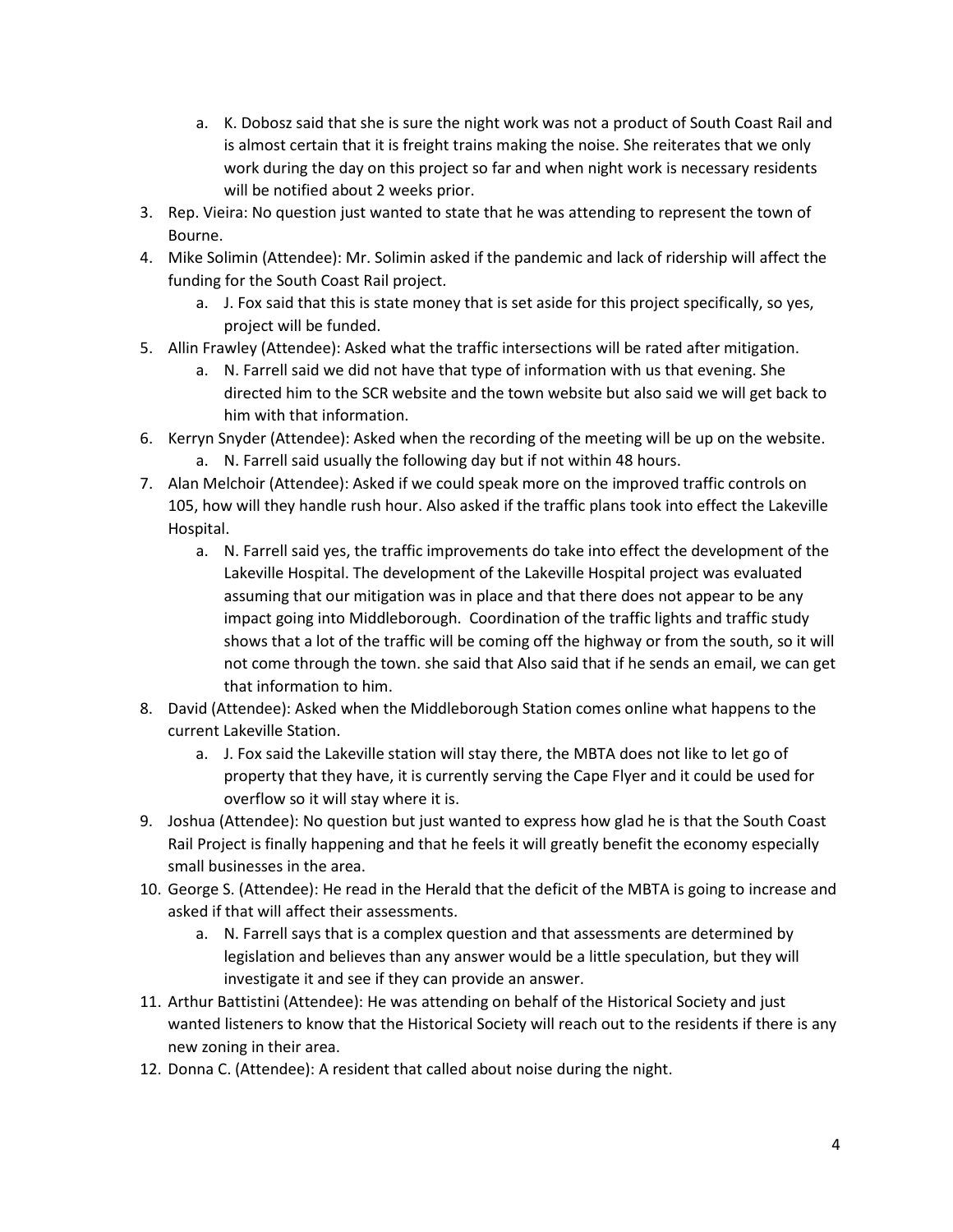a. K. Dobosz said that she is sure the night work was not a product of South Coast Rail and is almost certain that it is freight trains making the noise. She reiterates that we only work during the day on this project so far and when night work is necessary residents will be notified about 2 weeks prior.

3. Rep. Vieira: No question just wanted to state that he was attending to represent the town of Bourne.
4. Mike Solimin (Attendee): Mr. Solimin asked if the pandemic and lack of ridership will affect the funding for the South Coast Rail project.
   a. J. Fox said that this is state money that is set aside for this project specifically, so yes, project will be funded.
5. Allin Frawley (Attendee): Asked what the traffic intersections will be rated after mitigation.
   a. N. Farrell said we did not have that type of information with us that evening. She directed him to the SCR website and the town website but also said we will get back to him with that information.
6. Kerryn Snyder (Attendee): Asked when the recording of the meeting will be up on the website.
   a. N. Farrell said usually the following day but if not within 48 hours.
7. Alan Melchoir (Attendee): Asked if we could speak more on the improved traffic controls on 105, how will they handle rush hour. Also asked if the traffic plans took into effect the Lakeville Hospital.
   a. N. Farrell said yes, the traffic improvements do take into effect the development of the Lakeville Hospital. The development of the Lakeville Hospital project was evaluated assuming that our mitigation was in place and that there does not appear to be any impact going into Middleborough. Coordination of the traffic lights and traffic study shows that a lot of the traffic will be coming off the highway or from the south, so it will not come through the town. she said that Also said that if he sends an email, we can get that information to him.
8. David (Attendee): Asked when the Middleborough Station comes online what happens to the current Lakeville Station.
   a. J. Fox said the Lakeville station will stay there, the MBTA does not like to let go of property that they have, it is currently serving the Cape Flyer and it could be used for overflow so it will stay where it is.
9. Joshua (Attendee): No question but just wanted to express how glad he is that the South Coast Rail Project is finally happening and that he feels it will greatly benefit the economy especially small businesses in the area.
10. George S. (Attendee): He read in the Herald that the deficit of the MBTA is going to increase and asked if that will affect their assessments.
    a. N. Farrell says that is a complex question and that assessments are determined by legislation and believes than any answer would be a little speculation, but they will investigate it and see if they can provide an answer.
11. Arthur Battistini (Attendee): He was attending on behalf of the Historical Society and just wanted listeners to know that the Historical Society will reach out to the residents if there is any new zoning in their area.
12. Donna C. (Attendee): A resident that called about noise during the night.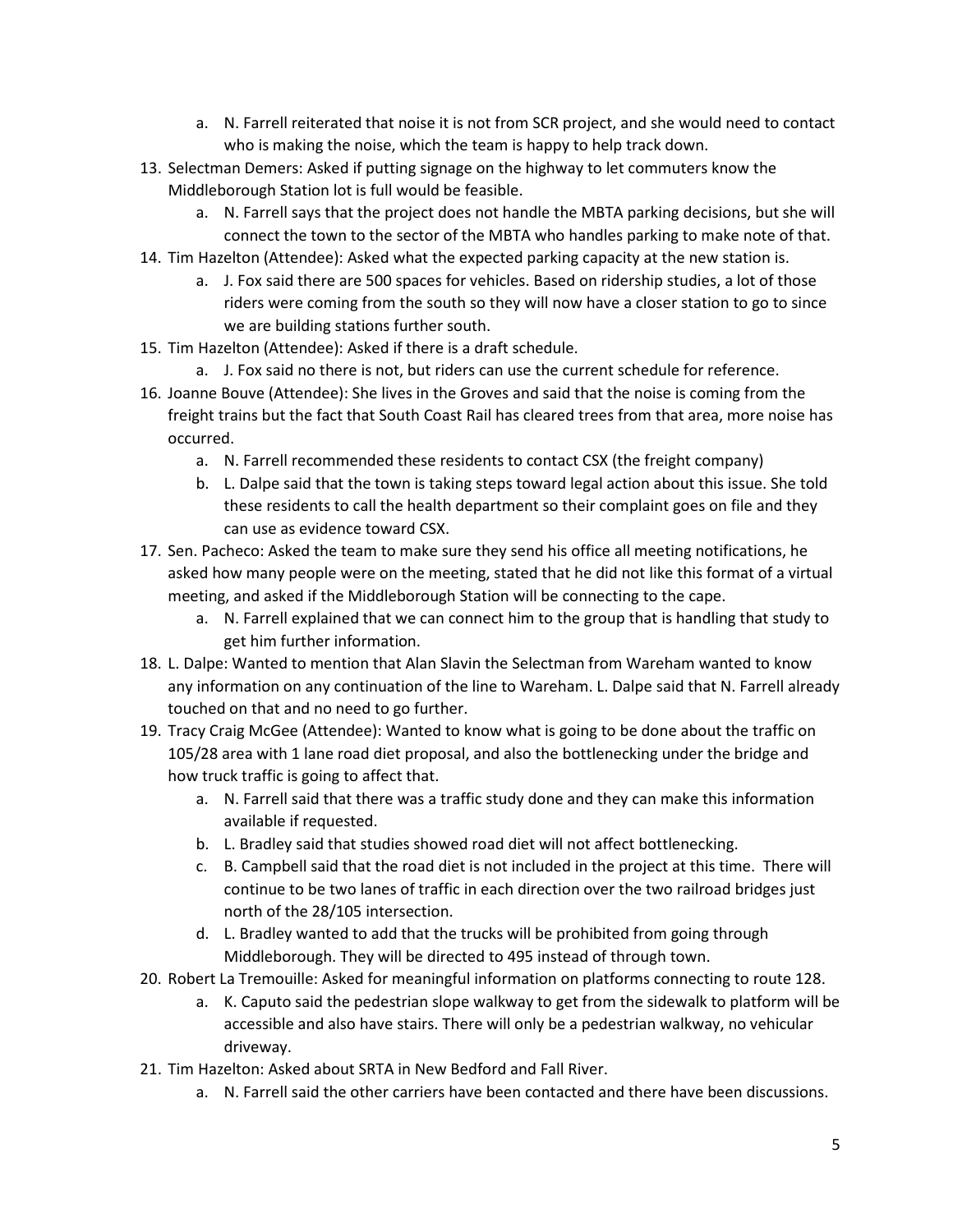a. N. Farrell reiterated that noise it is not from SCR project, and she would need to contact who is making the noise, which the team is happy to help track down.

13. Selectman Demers: Asked if putting signage on the highway to let commuters know the Middleborough Station lot is full would be feasible.
    a. N. Farrell says that the project does not handle the MBTA parking decisions, but she will connect the town to the sector of the MBTA who handles parking to make note of that.
14. Tim Hazelton (Attendee): Asked what the expected parking capacity at the new station is.
    a. J. Fox said there are 500 spaces for vehicles. Based on ridership studies, a lot of those riders were coming from the south so they will now have a closer station to go to since we are building stations further south.
15. Tim Hazelton (Attendee): Asked if there is a draft schedule.
    a. J. Fox said no there is not, but riders can use the current schedule for reference.
16. Joanne Bouve (Attendee): She lives in the Groves and said that the noise is coming from the freight trains but the fact that South Coast Rail has cleared trees from that area, more noise has occurred.
    a. N. Farrell recommended these residents to contact CSX (the freight company)
    b. L. Dalpe said that the town is taking steps toward legal action about this issue. She told these residents to call the health department so their complaint goes on file and they can use as evidence toward CSX.
17. Sen. Pacheco: Asked the team to make sure they send his office all meeting notifications, he asked how many people were on the meeting, stated that he did not like this format of a virtual meeting, and asked if the Middleborough Station will be connecting to the cape.
    a. N. Farrell explained that we can connect him to the group that is handling that study to get him further information.
18. L. Dalpe: Wanted to mention that Alan Slavin the Selectman from Wareham wanted to know any information on any continuation of the line to Wareham. L. Dalpe said that N. Farrell already touched on that and no need to go further.
19. Tracy Craig McGee (Attendee): Wanted to know what is going to be done about the traffic on 105/28 area with 1 lane road diet proposal, and also the bottlenecking under the bridge and how truck traffic is going to affect that.
    a. N. Farrell said that there was a traffic study done and they can make this information available if requested.
    b. L. Bradley said that studies showed road diet will not affect bottlenecking.
    c. B. Campbell said that the road diet is not included in the project at this time. There will continue to be two lanes of traffic in each direction over the two railroad bridges just north of the 28/105 intersection.
    d. L. Bradley wanted to add that the trucks will be prohibited from going through Middleborough. They will be directed to 495 instead of through town.
20. Robert La Tremouille: Asked for meaningful information on platforms connecting to route 128.
    a. K. Caputo said the pedestrian slope walkway to get from the sidewalk to platform will be accessible and also have stairs. There will only be a pedestrian walkway, no vehicular driveway.
21. Tim Hazelton: Asked about SRTA in New Bedford and Fall River.
    a. N. Farrell said the other carriers have been contacted and there have been discussions.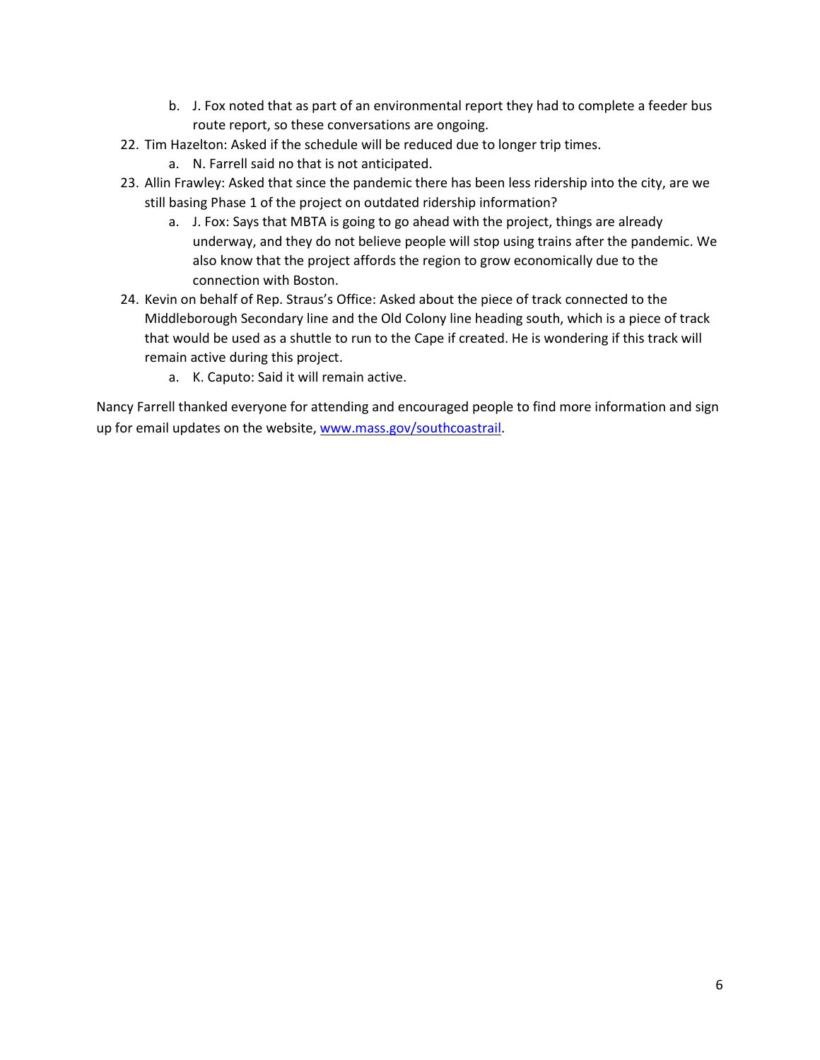b. J. Fox noted that as part of an environmental report they had to complete a feeder bus route report, so these conversations are ongoing.

22. Tim Hazelton: Asked if the schedule will be reduced due to longer trip times.
    a. N. Farrell said no that is not anticipated.
23. Allin Frawley: Asked that since the pandemic there has been less ridership into the city, are we still basing Phase 1 of the project on outdated ridership information?
    a. J. Fox: Says that MBTA is going to go ahead with the project, things are already underway, and they do not believe people will stop using trains after the pandemic. We also know that the project affords the region to grow economically due to the connection with Boston.
24. Kevin on behalf of Rep. Straus's Office: Asked about the piece of track connected to the Middleborough Secondary line and the Old Colony line heading south, which is a piece of track that would be used as a shuttle to run to the Cape if created. He is wondering if this track will remain active during this project.
    a. K. Caputo: Said it will remain active.

Nancy Farrell thanked everyone for attending and encouraged people to find more information and sign up for email updates on the website, [www.mass.gov/southcoastrail](http://www.mass.gov/southcoastrail).